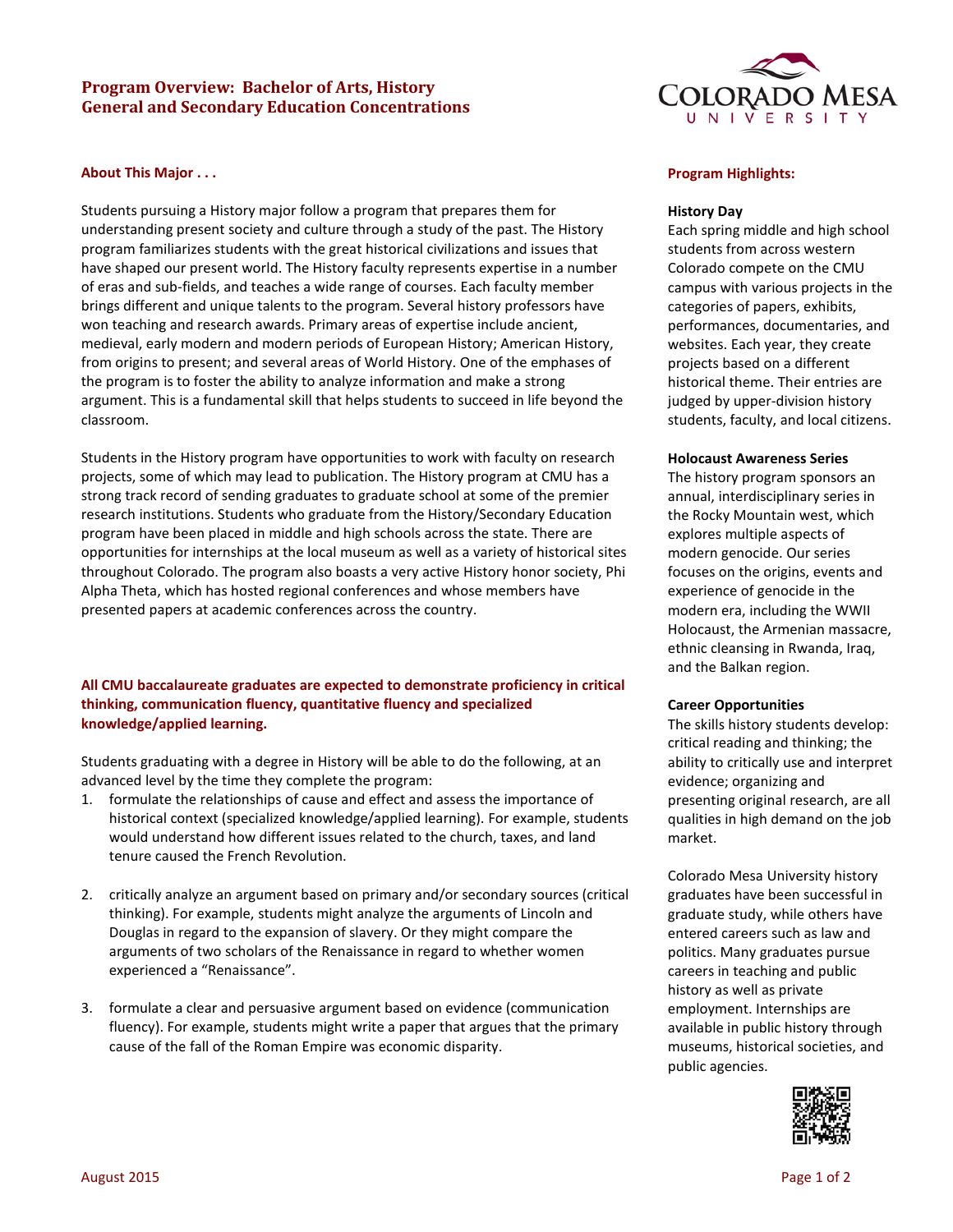# Program Overview: Bachelor of Arts, History
# General and Secondary Education Concentrations

## About This Major . . .

Students pursuing a History major follow a program that prepares them for understanding present society and culture through a study of the past. The History program familiarizes students with the great historical civilizations and issues that have shaped our present world. The History faculty represents expertise in a number of eras and sub-fields, and teaches a wide range of courses. Each faculty member brings different and unique talents to the program. Several history professors have won teaching and research awards. Primary areas of expertise include ancient, medieval, early modern and modern periods of European History; American History, from origins to present; and several areas of World History. One of the emphases of the program is to foster the ability to analyze information and make a strong argument. This is a fundamental skill that helps students to succeed in life beyond the classroom.

Students in the History program have opportunities to work with faculty on research projects, some of which may lead to publication. The History program at CMU has a strong track record of sending graduates to graduate school at some of the premier research institutions. Students who graduate from the History/Secondary Education program have been placed in middle and high schools across the state. There are opportunities for internships at the local museum as well as a variety of historical sites throughout Colorado. The program also boasts a very active History honor society, Phi Alpha Theta, which has hosted regional conferences and whose members have presented papers at academic conferences across the country.

**All CMU baccalaureate graduates are expected to demonstrate proficiency in critical thinking, communication fluency, quantitative fluency and specialized knowledge/applied learning.**

Students graduating with a degree in History will be able to do the following, at an advanced level by the time they complete the program:

1. formulate the relationships of cause and effect and assess the importance of historical context (specialized knowledge/applied learning). For example, students would understand how different issues related to the church, taxes, and land tenure caused the French Revolution.

2. critically analyze an argument based on primary and/or secondary sources (critical thinking). For example, students might analyze the arguments of Lincoln and Douglas in regard to the expansion of slavery. Or they might compare the arguments of two scholars of the Renaissance in regard to whether women experienced a "Renaissance".

3. formulate a clear and persuasive argument based on evidence (communication fluency). For example, students might write a paper that argues that the primary cause of the fall of the Roman Empire was economic disparity.

## Program Highlights:

### History Day

Each spring middle and high school students from across western Colorado compete on the CMU campus with various projects in the categories of papers, exhibits, performances, documentaries, and websites. Each year, they create projects based on a different historical theme. Their entries are judged by upper-division history students, faculty, and local citizens.

### Holocaust Awareness Series

The history program sponsors an annual, interdisciplinary series in the Rocky Mountain west, which explores multiple aspects of modern genocide. Our series focuses on the origins, events and experience of genocide in the modern era, including the WWII Holocaust, the Armenian massacre, ethnic cleansing in Rwanda, Iraq, and the Balkan region.

### Career Opportunities

The skills history students develop: critical reading and thinking; the ability to critically use and interpret evidence; organizing and presenting original research, are all qualities in high demand on the job market.

Colorado Mesa University history graduates have been successful in graduate study, while others have entered careers such as law and politics. Many graduates pursue careers in teaching and public history as well as private employment. Internships are available in public history through museums, historical societies, and public agencies.

August 2015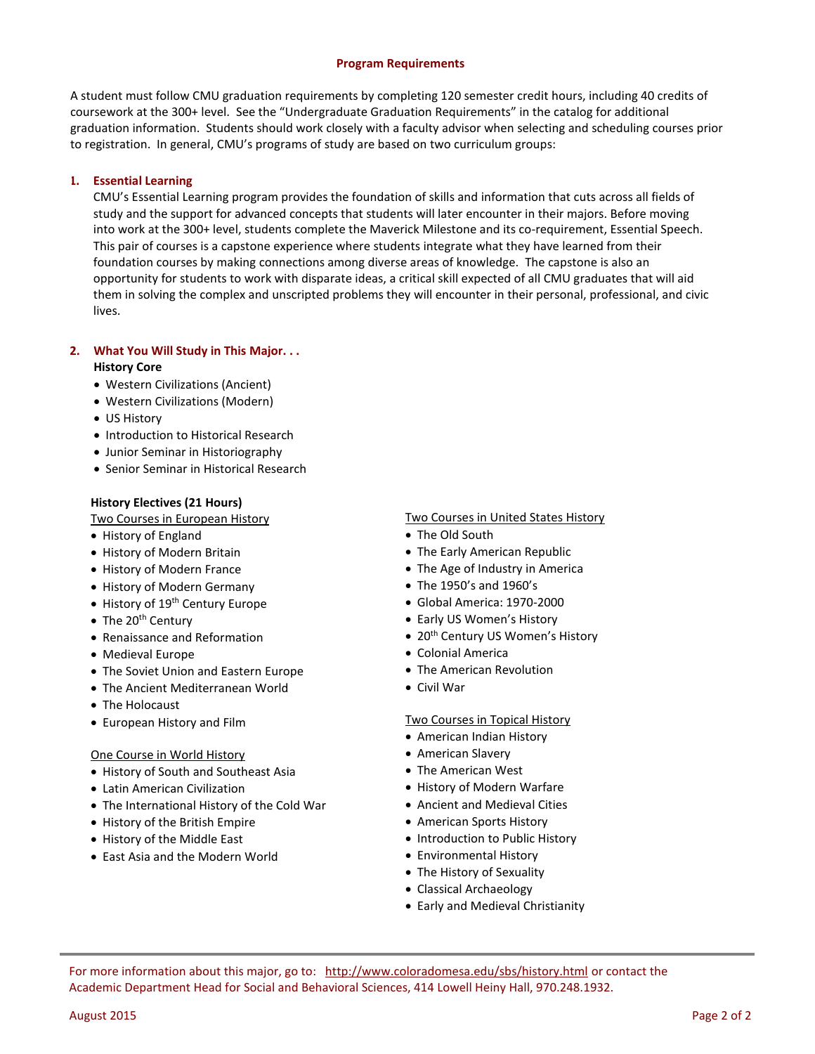## Program Requirements

A student must follow CMU graduation requirements by completing 120 semester credit hours, including 40 credits of coursework at the 300+ level. See the "Undergraduate Graduation Requirements" in the catalog for additional graduation information. Students should work closely with a faculty advisor when selecting and scheduling courses prior to registration. In general, CMU's programs of study are based on two curriculum groups:

### 1. Essential Learning

CMU's Essential Learning program provides the foundation of skills and information that cuts across all fields of study and the support for advanced concepts that students will later encounter in their majors. Before moving into work at the 300+ level, students complete the Maverick Milestone and its co-requirement, Essential Speech. This pair of courses is a capstone experience where students integrate what they have learned from their foundation courses by making connections among diverse areas of knowledge. The capstone is also an opportunity for students to work with disparate ideas, a critical skill expected of all CMU graduates that will aid them in solving the complex and unscripted problems they will encounter in their personal, professional, and civic lives.

### 2. What You Will Study in This Major. . .

**History Core**

- Western Civilizations (Ancient)
- Western Civilizations (Modern)
- US History
- Introduction to Historical Research
- Junior Seminar in Historiography
- Senior Seminar in Historical Research

**History Electives (21 Hours)**

Two Courses in European History

- History of England
- History of Modern Britain
- History of Modern France
- History of Modern Germany
- History of 19th Century Europe
- The 20th Century
- Renaissance and Reformation
- Medieval Europe
- The Soviet Union and Eastern Europe
- The Ancient Mediterranean World
- The Holocaust
- European History and Film

One Course in World History

- History of South and Southeast Asia
- Latin American Civilization
- The International History of the Cold War
- History of the British Empire
- History of the Middle East
- East Asia and the Modern World

Two Courses in United States History

- The Old South
- The Early American Republic
- The Age of Industry in America
- The 1950's and 1960's
- Global America: 1970-2000
- Early US Women's History
- 20th Century US Women's History
- Colonial America
- The American Revolution
- Civil War

Two Courses in Topical History

- American Indian History
- American Slavery
- The American West
- History of Modern Warfare
- Ancient and Medieval Cities
- American Sports History
- Introduction to Public History
- Environmental History
- The History of Sexuality
- Classical Archaeology
- Early and Medieval Christianity

For more information about this major, go to: http://www.coloradomesa.edu/sbs/history.html or contact the Academic Department Head for Social and Behavioral Sciences, 414 Lowell Heiny Hall, 970.248.1932.

August 2015